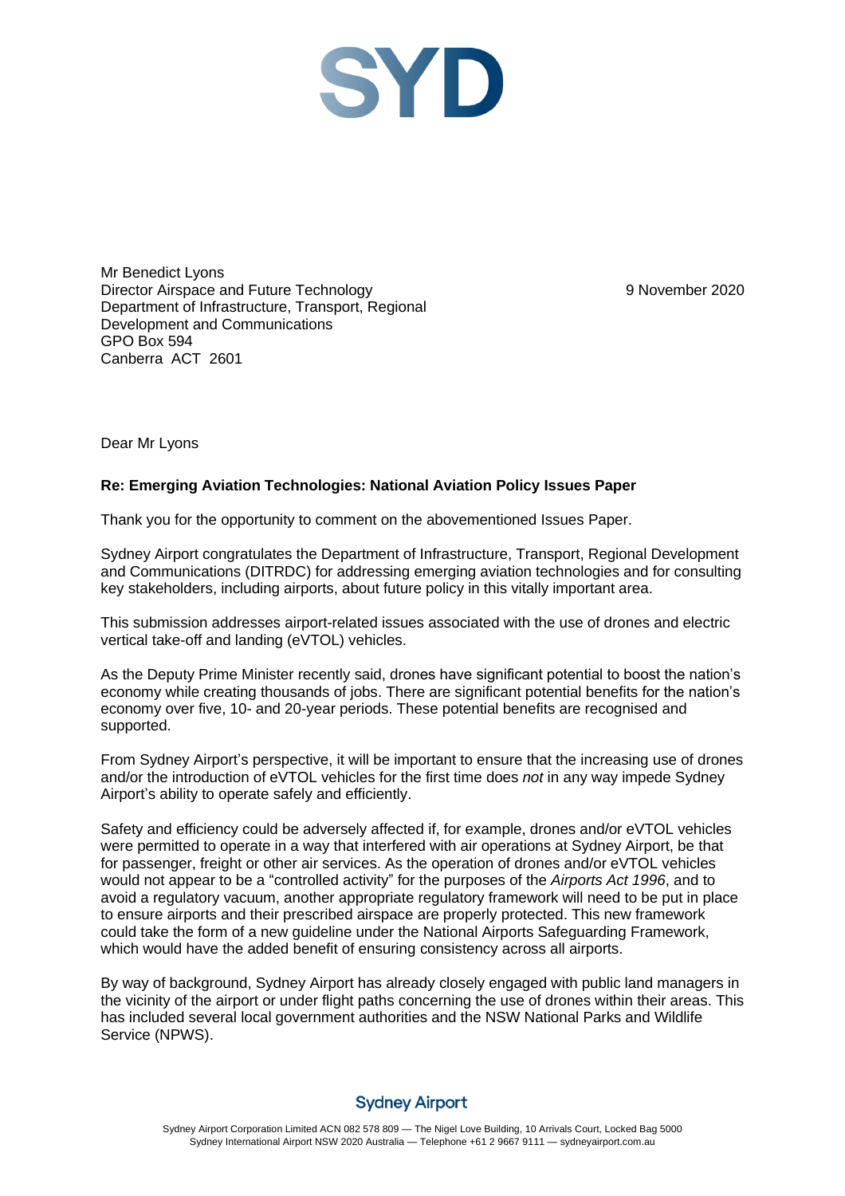SYD

Mr Benedict Lyons
Director Airspace and Future Technology
Department of Infrastructure, Transport, Regional Development and Communications
GPO Box 594
Canberra ACT 2601

9 November 2020

Dear Mr Lyons

**Re: Emerging Aviation Technologies: National Aviation Policy Issues Paper**

Thank you for the opportunity to comment on the abovementioned Issues Paper.

Sydney Airport congratulates the Department of Infrastructure, Transport, Regional Development and Communications (DITRDC) for addressing emerging aviation technologies and for consulting key stakeholders, including airports, about future policy in this vitally important area.

This submission addresses airport-related issues associated with the use of drones and electric vertical take-off and landing (eVTOL) vehicles.

As the Deputy Prime Minister recently said, drones have significant potential to boost the nation's economy while creating thousands of jobs. There are significant potential benefits for the nation's economy over five, 10- and 20-year periods. These potential benefits are recognised and supported.

From Sydney Airport's perspective, it will be important to ensure that the increasing use of drones and/or the introduction of eVTOL vehicles for the first time does *not* in any way impede Sydney Airport's ability to operate safely and efficiently.

Safety and efficiency could be adversely affected if, for example, drones and/or eVTOL vehicles were permitted to operate in a way that interfered with air operations at Sydney Airport, be that for passenger, freight or other air services. As the operation of drones and/or eVTOL vehicles would not appear to be a "controlled activity" for the purposes of the *Airports Act 1996*, and to avoid a regulatory vacuum, another appropriate regulatory framework will need to be put in place to ensure airports and their prescribed airspace are properly protected. This new framework could take the form of a new guideline under the National Airports Safeguarding Framework, which would have the added benefit of ensuring consistency across all airports.

By way of background, Sydney Airport has already closely engaged with public land managers in the vicinity of the airport or under flight paths concerning the use of drones within their areas. This has included several local government authorities and the NSW National Parks and Wildlife Service (NPWS).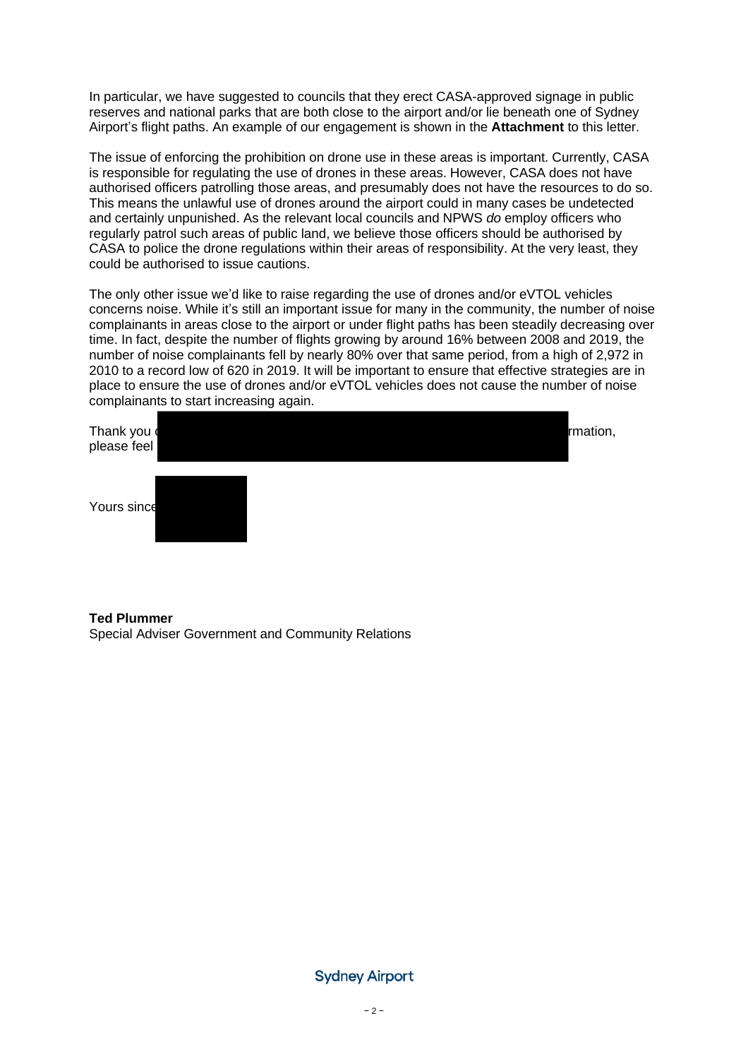In particular, we have suggested to councils that they erect CASA-approved signage in public reserves and national parks that are both close to the airport and/or lie beneath one of Sydney Airport's flight paths. An example of our engagement is shown in the **Attachment** to this letter.

The issue of enforcing the prohibition on drone use in these areas is important. Currently, CASA is responsible for regulating the use of drones in these areas. However, CASA does not have authorised officers patrolling those areas, and presumably does not have the resources to do so. This means the unlawful use of drones around the airport could in many cases be undetected and certainly unpunished. As the relevant local councils and NPWS *do* employ officers who regularly patrol such areas of public land, we believe those officers should be authorised by CASA to police the drone regulations within their areas of responsibility. At the very least, they could be authorised to issue cautions.

The only other issue we'd like to raise regarding the use of drones and/or eVTOL vehicles concerns noise. While it's still an important issue for many in the community, the number of noise complainants in areas close to the airport or under flight paths has been steadily decreasing over time. In fact, despite the number of flights growing by around 16% between 2008 and 2019, the number of noise complainants fell by nearly 80% over that same period, from a high of 2,972 in 2010 to a record low of 620 in 2019. It will be important to ensure that effective strategies are in place to ensure the use of drones and/or eVTOL vehicles does not cause the number of noise complainants to start increasing again.

Thank you [redacted] rmation, please feel [redacted]

Yours since[redacted]

**Ted Plummer**
Special Adviser Government and Community Relations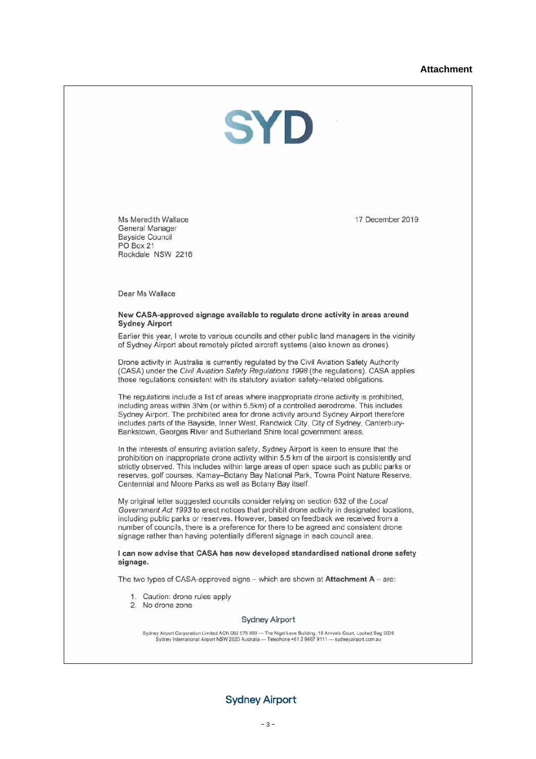**Attachment**

SYD

Ms Meredith Wallace
General Manager
Bayside Council
PO Box 21
Rockdale NSW 2216

17 December 2019

Dear Ms Wallace

**New CASA-approved signage available to regulate drone activity in areas around Sydney Airport**

Earlier this year, I wrote to various councils and other public land managers in the vicinity of Sydney Airport about remotely piloted aircraft systems (also known as drones).

Drone activity in Australia is currently regulated by the Civil Aviation Safety Authority (CASA) under the *Civil Aviation Safety Regulations 1998* (the regulations). CASA applies those regulations consistent with its statutory aviation safety-related obligations.

The regulations include a list of areas where inappropriate drone activity is prohibited, including areas within 3Nm (or within 5.5km) of a controlled aerodrome. This includes Sydney Airport. The prohibited area for drone activity around Sydney Airport therefore includes parts of the Bayside, Inner West, Randwick City, City of Sydney, Canterbury-Bankstown, Georges River and Sutherland Shire local government areas.

In the interests of ensuring aviation safety, Sydney Airport is keen to ensure that the prohibition on inappropriate drone activity within 5.5 km of the airport is consistently and strictly observed. This includes within large areas of open space such as public parks or reserves, golf courses, Kamay–Botany Bay National Park, Towra Point Nature Reserve, Centennial and Moore Parks as well as Botany Bay itself.

My original letter suggested councils consider relying on section 632 of the *Local Government Act 1993* to erect notices that prohibit drone activity in designated locations, including public parks or reserves. However, based on feedback we received from a number of councils, there is a preference for there to be agreed and consistent drone signage rather than having potentially different signage in each council area.

**I can now advise that CASA has now developed standardised national drone safety signage.**

The two types of CASA-approved signs – which are shown at **Attachment A** – are:

1. Caution: drone rules apply
2. No drone zone

Sydney Airport

Sydney Airport Corporation Limited ACN 082 578 809 — The Nigel Love Building, 10 Arrivals Court, Locked Bag 5000 Sydney International Airport NSW 2020 Australia — Telephone +61 2 9667 9111 — sydneyairport.com.au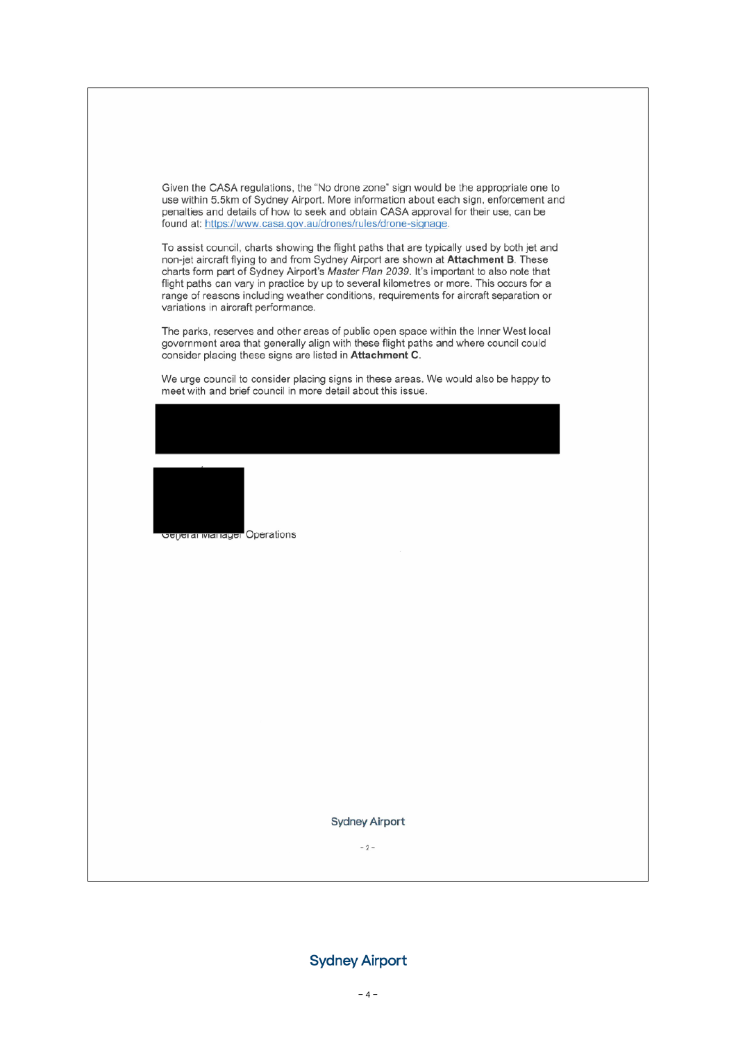Given the CASA regulations, the "No drone zone" sign would be the appropriate one to use within 5.5km of Sydney Airport. More information about each sign, enforcement and penalties and details of how to seek and obtain CASA approval for their use, can be found at: https://www.casa.gov.au/drones/rules/drone-signage.

To assist council, charts showing the flight paths that are typically used by both jet and non-jet aircraft flying to and from Sydney Airport are shown at **Attachment B**. These charts form part of Sydney Airport's *Master Plan 2039*. It's important to also note that flight paths can vary in practice by up to several kilometres or more. This occurs for a range of reasons including weather conditions, requirements for aircraft separation or variations in aircraft performance.

The parks, reserves and other areas of public open space within the Inner West local government area that generally align with these flight paths and where council could consider placing these signs are listed in **Attachment C**.

We urge council to consider placing signs in these areas. We would also be happy to meet with and brief council in more detail about this issue.

General Manager Operations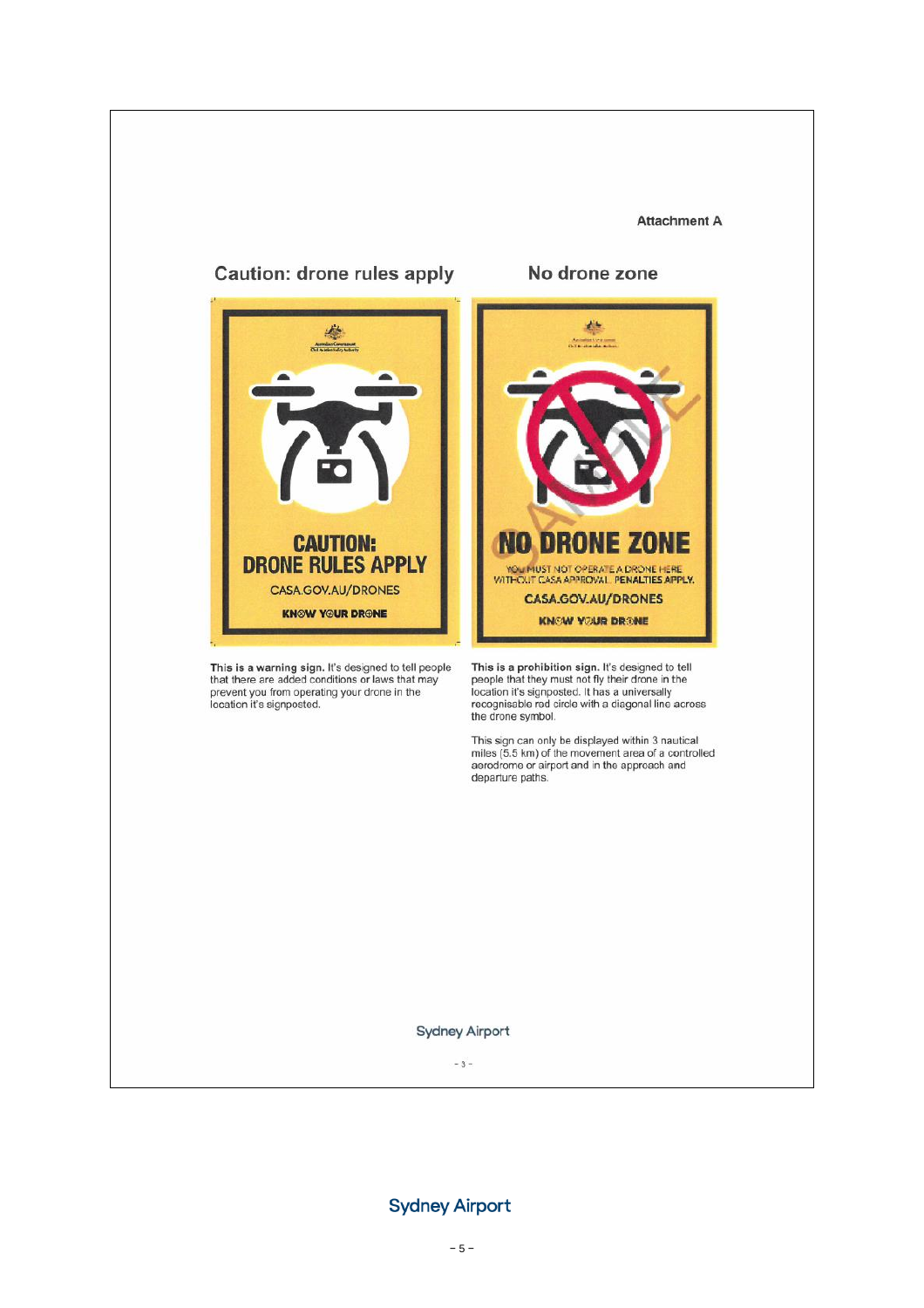Attachment A

## Caution: drone rules apply

CAUTION:
DRONE RULES APPLY

CASA.GOV.AU/DRONES

KNOW YOUR DRONE

**This is a warning sign.** It's designed to tell people that there are added conditions or laws that may prevent you from operating your drone in the location it's signposted.

## No drone zone

NO DRONE ZONE

YOU MUST NOT OPERATE A DRONE HERE WITHOUT CASA APPROVAL. PENALTIES APPLY.

CASA.GOV.AU/DRONES

KNOW YOUR DRONE

**This is a prohibition sign.** It's designed to tell people that they must not fly their drone in the location it's signposted. It has a universally recognisable red circle with a diagonal line across the drone symbol.

This sign can only be displayed within 3 nautical miles (5.5 km) of the movement area of a controlled aerodrome or airport and in the approach and departure paths.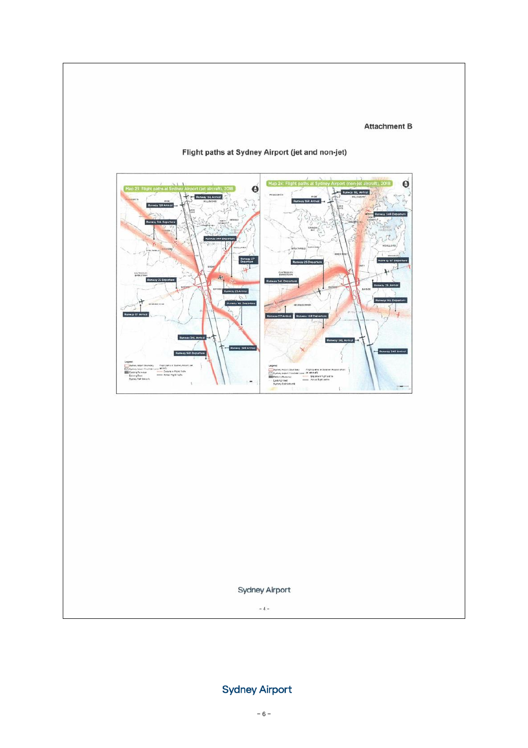Attachment B

## Flight paths at Sydney Airport (jet and non-jet)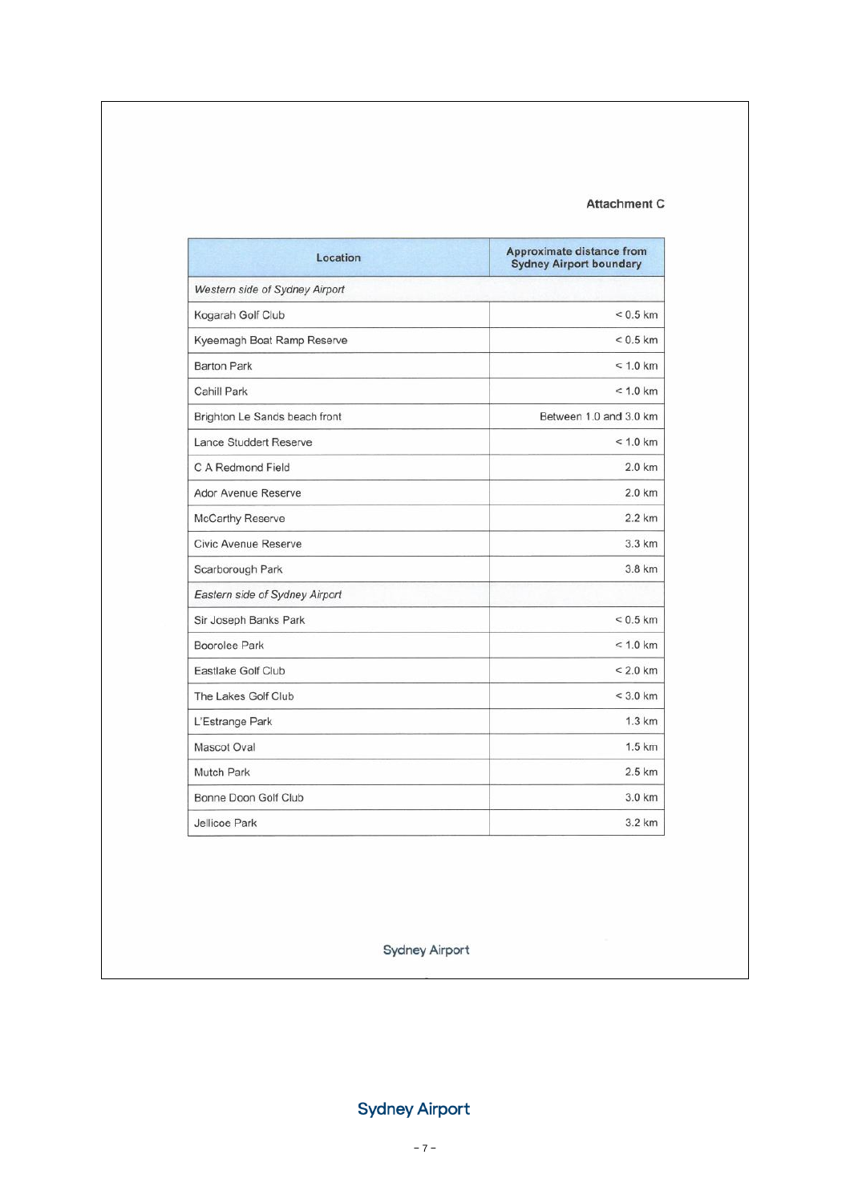Attachment C

| Location | Approximate distance from Sydney Airport boundary |
|---|---|
| *Western side of Sydney Airport* | |
| Kogarah Golf Club | < 0.5 km |
| Kyeemagh Boat Ramp Reserve | < 0.5 km |
| Barton Park | < 1.0 km |
| Cahill Park | < 1.0 km |
| Brighton Le Sands beach front | Between 1.0 and 3.0 km |
| Lance Studdert Reserve | < 1.0 km |
| C A Redmond Field | 2.0 km |
| Ador Avenue Reserve | 2.0 km |
| McCarthy Reserve | 2.2 km |
| Civic Avenue Reserve | 3.3 km |
| Scarborough Park | 3.8 km |
| *Eastern side of Sydney Airport* | |
| Sir Joseph Banks Park | < 0.5 km |
| Boorolee Park | < 1.0 km |
| Eastlake Golf Club | < 2.0 km |
| The Lakes Golf Club | < 3.0 km |
| L'Estrange Park | 1.3 km |
| Mascot Oval | 1.5 km |
| Mutch Park | 2.5 km |
| Bonne Doon Golf Club | 3.0 km |
| Jellicoe Park | 3.2 km |

Sydney Airport